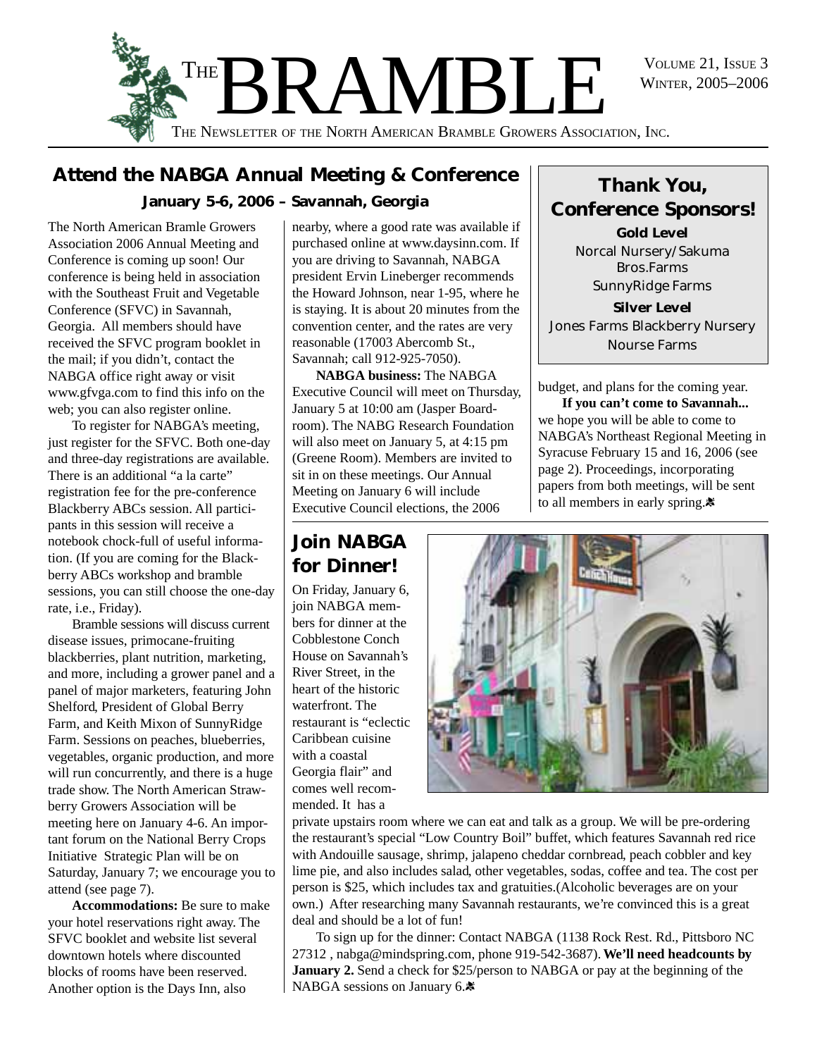# THE BRAMBLE

VOLUME 21, ISSUE 3
WINTER, 2005–2006

THE NEWSLETTER OF THE NORTH AMERICAN BRAMBLE GROWERS ASSOCIATION, INC.

## Attend the NABGA Annual Meeting & Conference

### January 5-6, 2006 – Savannah, Georgia

The North American Bramle Growers Association 2006 Annual Meeting and Conference is coming up soon! Our conference is being held in association with the Southeast Fruit and Vegetable Conference (SFVC) in Savannah, Georgia. All members should have received the SFVC program booklet in the mail; if you didn't, contact the NABGA office right away or visit www.gfvga.com to find this info on the web; you can also register online.

To register for NABGA's meeting, just register for the SFVC. Both one-day and three-day registrations are available. There is an additional "a la carte" registration fee for the pre-conference Blackberry ABCs session. All participants in this session will receive a notebook chock-full of useful information. (If you are coming for the Blackberry ABCs workshop and bramble sessions, you can still choose the one-day rate, i.e., Friday).

Bramble sessions will discuss current disease issues, primocane-fruiting blackberries, plant nutrition, marketing, and more, including a grower panel and a panel of major marketers, featuring John Shelford, President of Global Berry Farm, and Keith Mixon of SunnyRidge Farm. Sessions on peaches, blueberries, vegetables, organic production, and more will run concurrently, and there is a huge trade show. The North American Strawberry Growers Association will be meeting here on January 4-6. An important forum on the National Berry Crops Initiative Strategic Plan will be on Saturday, January 7; we encourage you to attend (see page 7).

**Accommodations:** Be sure to make your hotel reservations right away. The SFVC booklet and website list several downtown hotels where discounted blocks of rooms have been reserved. Another option is the Days Inn, also nearby, where a good rate was available if purchased online at www.daysinn.com. If you are driving to Savannah, NABGA president Ervin Lineberger recommends the Howard Johnson, near 1-95, where he is staying. It is about 20 minutes from the convention center, and the rates are very reasonable (17003 Abercomb St., Savannah; call 912-925-7050).

**NABGA business:** The NABGA Executive Council will meet on Thursday, January 5 at 10:00 am (Jasper Boardroom). The NABG Research Foundation will also meet on January 5, at 4:15 pm (Greene Room). Members are invited to sit in on these meetings. Our Annual Meeting on January 6 will include Executive Council elections, the 2006 budget, and plans for the coming year.

**If you can't come to Savannah...** we hope you will be able to come to NABGA's Northeast Regional Meeting in Syracuse February 15 and 16, 2006 (see page 2). Proceedings, incorporating papers from both meetings, will be sent to all members in early spring.

## Thank You, Conference Sponsors!

**Gold Level**

Norcal Nursery/Sakuma Bros.Farms
SunnyRidge Farms

**Silver Level**

Jones Farms Blackberry Nursery
Nourse Farms

## Join NABGA for Dinner!

On Friday, January 6, join NABGA members for dinner at the Cobblestone Conch House on Savannah's River Street, in the heart of the historic waterfront. The restaurant is "eclectic Caribbean cuisine with a coastal Georgia flair" and comes well recommended. It has a private upstairs room where we can eat and talk as a group. We will be pre-ordering the restaurant's special "Low Country Boil" buffet, which features Savannah red rice with Andouille sausage, shrimp, jalapeno cheddar cornbread, peach cobbler and key lime pie, and also includes salad, other vegetables, sodas, coffee and tea. The cost per person is $25, which includes tax and gratuities.(Alcoholic beverages are on your own.) After researching many Savannah restaurants, we're convinced this is a great deal and should be a lot of fun!

To sign up for the dinner: Contact NABGA (1138 Rock Rest. Rd., Pittsboro NC 27312 , nabga@mindspring.com, phone 919-542-3687). **We'll need headcounts by January 2.** Send a check for $25/person to NABGA or pay at the beginning of the NABGA sessions on January 6.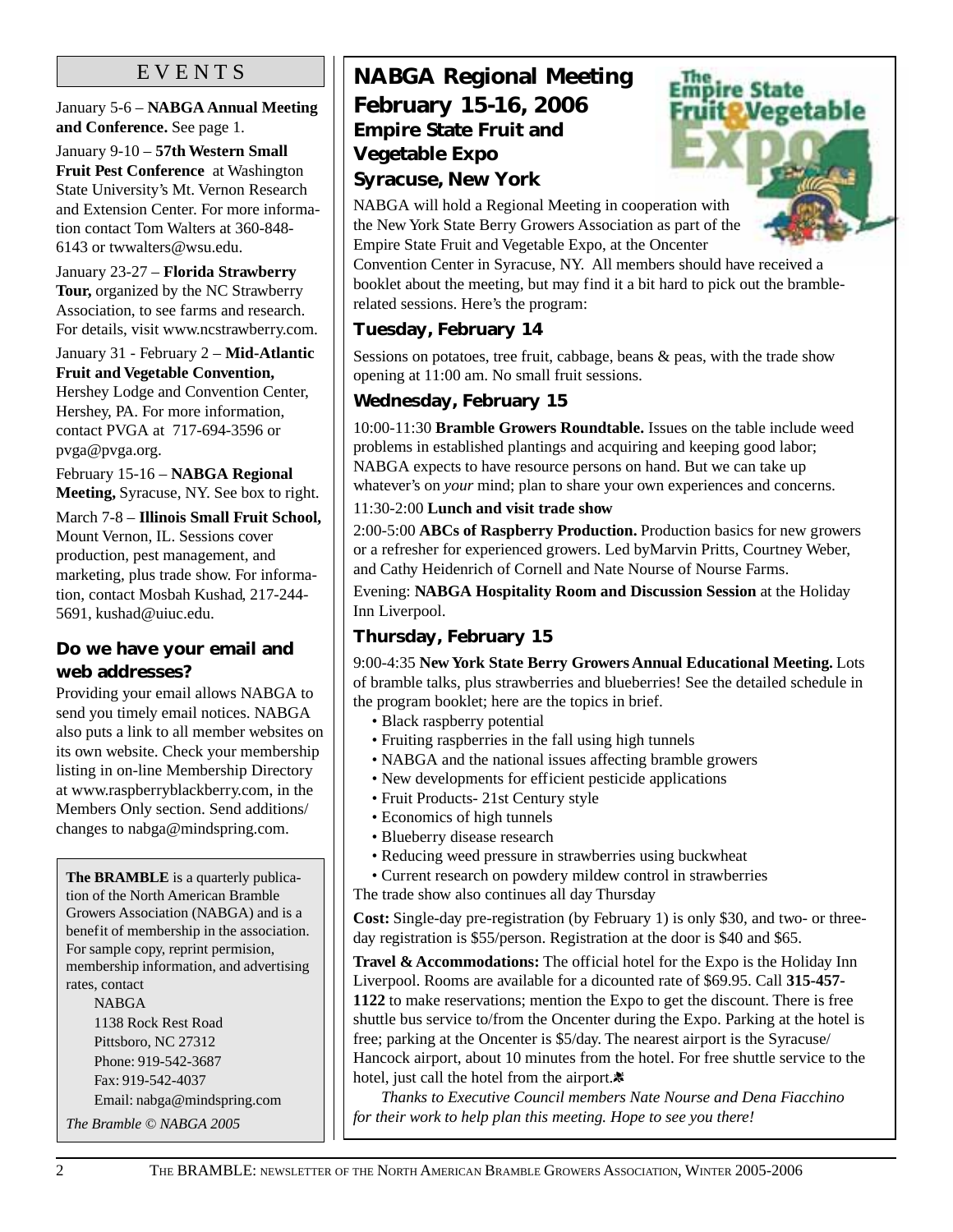## EVENTS

January 5-6 – **NABGA Annual Meeting and Conference.** See page 1.

January 9-10 – **57th Western Small Fruit Pest Conference** at Washington State University's Mt. Vernon Research and Extension Center. For more information contact Tom Walters at 360-848-6143 or twwalters@wsu.edu.

January 23-27 – **Florida Strawberry Tour,** organized by the NC Strawberry Association, to see farms and research. For details, visit www.ncstrawberry.com.

January 31 - February 2 – **Mid-Atlantic Fruit and Vegetable Convention,** Hershey Lodge and Convention Center, Hershey, PA. For more information, contact PVGA at 717-694-3596 or pvga@pvga.org.

February 15-16 – **NABGA Regional Meeting,** Syracuse, NY. See box to right.

March 7-8 – **Illinois Small Fruit School,** Mount Vernon, IL. Sessions cover production, pest management, and marketing, plus trade show. For information, contact Mosbah Kushad, 217-244-5691, kushad@uiuc.edu.

### Do we have your email and web addresses?

Providing your email allows NABGA to send you timely email notices. NABGA also puts a link to all member websites on its own website. Check your membership listing in on-line Membership Directory at www.raspberryblackberry.com, in the Members Only section. Send additions/changes to nabga@mindspring.com.

**The BRAMBLE** is a quarterly publication of the North American Bramble Growers Association (NABGA) and is a benefit of membership in the association. For sample copy, reprint permision, membership information, and advertising rates, contact

NABGA
1138 Rock Rest Road
Pittsboro, NC 27312
Phone: 919-542-3687
Fax: 919-542-4037
Email: nabga@mindspring.com

*The Bramble © NABGA 2005*

## NABGA Regional Meeting February 15-16, 2006

### Empire State Fruit and Vegetable Expo Syracuse, New York

NABGA will hold a Regional Meeting in cooperation with the New York State Berry Growers Association as part of the Empire State Fruit and Vegetable Expo, at the Oncenter Convention Center in Syracuse, NY. All members should have received a booklet about the meeting, but may find it a bit hard to pick out the bramble-related sessions. Here's the program:

### Tuesday, February 14

Sessions on potatoes, tree fruit, cabbage, beans & peas, with the trade show opening at 11:00 am. No small fruit sessions.

### Wednesday, February 15

10:00-11:30 **Bramble Growers Roundtable.** Issues on the table include weed problems in established plantings and acquiring and keeping good labor; NABGA expects to have resource persons on hand. But we can take up whatever's on *your* mind; plan to share your own experiences and concerns.

11:30-2:00 **Lunch and visit trade show**

2:00-5:00 **ABCs of Raspberry Production.** Production basics for new growers or a refresher for experienced growers. Led byMarvin Pritts, Courtney Weber, and Cathy Heidenrich of Cornell and Nate Nourse of Nourse Farms.

Evening: **NABGA Hospitality Room and Discussion Session** at the Holiday Inn Liverpool.

### Thursday, February 15

9:00-4:35 **New York State Berry Growers Annual Educational Meeting.** Lots of bramble talks, plus strawberries and blueberries! See the detailed schedule in the program booklet; here are the topics in brief.

- Black raspberry potential
- Fruiting raspberries in the fall using high tunnels
- NABGA and the national issues affecting bramble growers
- New developments for efficient pesticide applications
- Fruit Products- 21st Century style
- Economics of high tunnels
- Blueberry disease research
- Reducing weed pressure in strawberries using buckwheat
- Current research on powdery mildew control in strawberries

The trade show also continues all day Thursday

**Cost:** Single-day pre-registration (by February 1) is only $30, and two- or three-day registration is $55/person. Registration at the door is $40 and $65.

**Travel & Accommodations:** The official hotel for the Expo is the Holiday Inn Liverpool. Rooms are available for a dicounted rate of $69.95. Call **315-457-1122** to make reservations; mention the Expo to get the discount. There is free shuttle bus service to/from the Oncenter during the Expo. Parking at the hotel is free; parking at the Oncenter is $5/day. The nearest airport is the Syracuse/Hancock airport, about 10 minutes from the hotel. For free shuttle service to the hotel, just call the hotel from the airport.

*Thanks to Executive Council members Nate Nourse and Dena Fiacchino for their work to help plan this meeting. Hope to see you there!*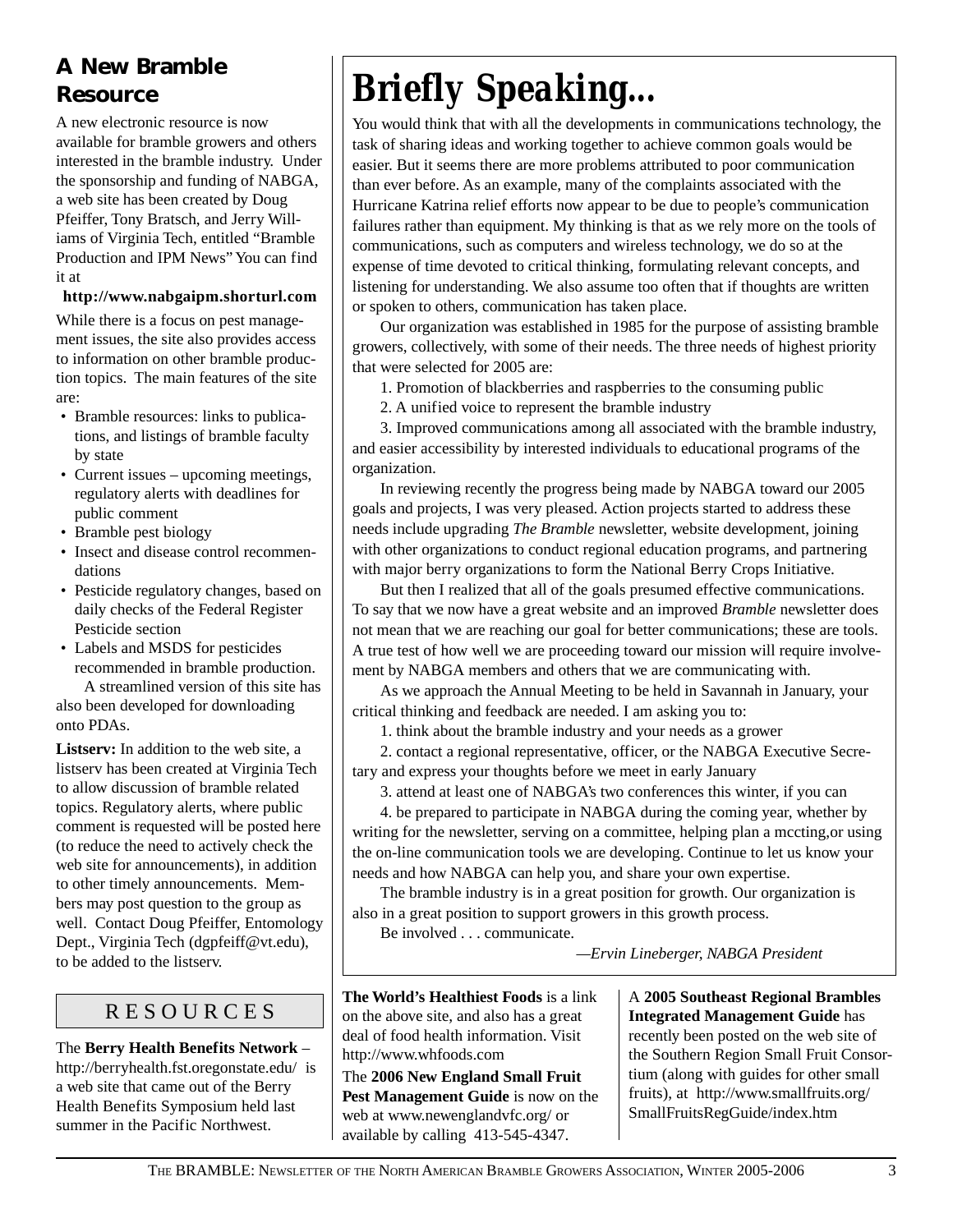## A New Bramble Resource

A new electronic resource is now available for bramble growers and others interested in the bramble industry. Under the sponsorship and funding of NABGA, a web site has been created by Doug Pfeiffer, Tony Bratsch, and Jerry Williams of Virginia Tech, entitled "Bramble Production and IPM News" You can find it at

**http://www.nabgaipm.shorturl.com**

While there is a focus on pest management issues, the site also provides access to information on other bramble production topics. The main features of the site are:

- Bramble resources: links to publications, and listings of bramble faculty by state
- Current issues – upcoming meetings, regulatory alerts with deadlines for public comment
- Bramble pest biology
- Insect and disease control recommendations
- Pesticide regulatory changes, based on daily checks of the Federal Register Pesticide section
- Labels and MSDS for pesticides recommended in bramble production.

A streamlined version of this site has also been developed for downloading onto PDAs.

**Listserv:** In addition to the web site, a listserv has been created at Virginia Tech to allow discussion of bramble related topics. Regulatory alerts, where public comment is requested will be posted here (to reduce the need to actively check the web site for announcements), in addition to other timely announcements. Members may post question to the group as well. Contact Doug Pfeiffer, Entomology Dept., Virginia Tech (dgpfeiff@vt.edu), to be added to the listserv.

# Briefly Speaking...

You would think that with all the developments in communications technology, the task of sharing ideas and working together to achieve common goals would be easier. But it seems there are more problems attributed to poor communication than ever before. As an example, many of the complaints associated with the Hurricane Katrina relief efforts now appear to be due to people's communication failures rather than equipment. My thinking is that as we rely more on the tools of communications, such as computers and wireless technology, we do so at the expense of time devoted to critical thinking, formulating relevant concepts, and listening for understanding. We also assume too often that if thoughts are written or spoken to others, communication has taken place.

Our organization was established in 1985 for the purpose of assisting bramble growers, collectively, with some of their needs. The three needs of highest priority that were selected for 2005 are:

1. Promotion of blackberries and raspberries to the consuming public
2. A unified voice to represent the bramble industry
3. Improved communications among all associated with the bramble industry, and easier accessibility by interested individuals to educational programs of the organization.

In reviewing recently the progress being made by NABGA toward our 2005 goals and projects, I was very pleased. Action projects started to address these needs include upgrading *The Bramble* newsletter, website development, joining with other organizations to conduct regional education programs, and partnering with major berry organizations to form the National Berry Crops Initiative.

But then I realized that all of the goals presumed effective communications. To say that we now have a great website and an improved *Bramble* newsletter does not mean that we are reaching our goal for better communications; these are tools. A true test of how well we are proceeding toward our mission will require involvement by NABGA members and others that we are communicating with.

As we approach the Annual Meeting to be held in Savannah in January, your critical thinking and feedback are needed. I am asking you to:

1. think about the bramble industry and your needs as a grower
2. contact a regional representative, officer, or the NABGA Executive Secretary and express your thoughts before we meet in early January
3. attend at least one of NABGA's two conferences this winter, if you can
4. be prepared to participate in NABGA during the coming year, whether by writing for the newsletter, serving on a committee, helping plan a mccting,or using the on-line communication tools we are developing. Continue to let us know your needs and how NABGA can help you, and share your own expertise.

The bramble industry is in a great position for growth. Our organization is also in a great position to support growers in this growth process.

Be involved . . . communicate.

*—Ervin Lineberger, NABGA President*

## RESOURCES

The **Berry Health Benefits Network** – http://berryhealth.fst.oregonstate.edu/ is a web site that came out of the Berry Health Benefits Symposium held last summer in the Pacific Northwest.

**The World's Healthiest Foods** is a link on the above site, and also has a great deal of food health information. Visit http://www.whfoods.com

The **2006 New England Small Fruit Pest Management Guide** is now on the web at www.newenglandvfc.org/ or available by calling 413-545-4347.

A **2005 Southeast Regional Brambles Integrated Management Guide** has recently been posted on the web site of the Southern Region Small Fruit Consortium (along with guides for other small fruits), at http://www.smallfruits.org/SmallFruitsRegGuide/index.htm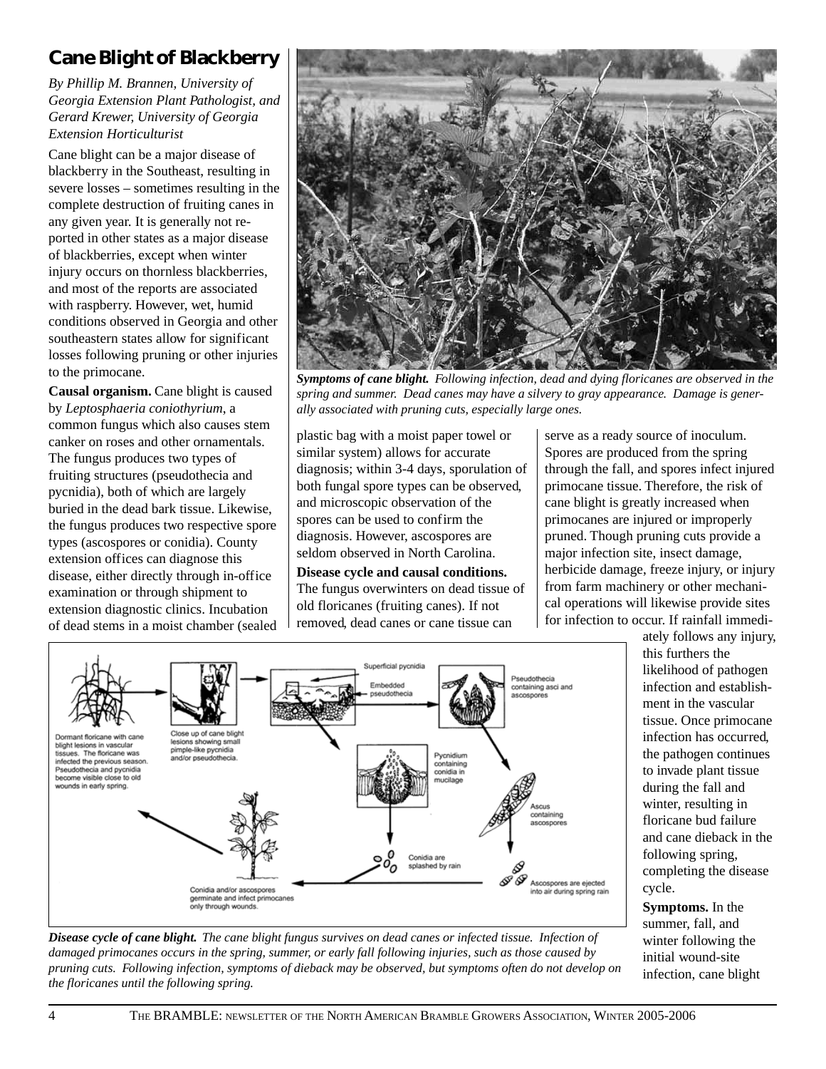## Cane Blight of Blackberry

*By Phillip M. Brannen, University of Georgia Extension Plant Pathologist, and Gerard Krewer, University of Georgia Extension Horticulturist*

Cane blight can be a major disease of blackberry in the Southeast, resulting in severe losses – sometimes resulting in the complete destruction of fruiting canes in any given year. It is generally not reported in other states as a major disease of blackberries, except when winter injury occurs on thornless blackberries, and most of the reports are associated with raspberry. However, wet, humid conditions observed in Georgia and other southeastern states allow for significant losses following pruning or other injuries to the primocane.

**Causal organism.** Cane blight is caused by *Leptosphaeria coniothyrium*, a common fungus which also causes stem canker on roses and other ornamentals. The fungus produces two types of fruiting structures (pseudothecia and pycnidia), both of which are largely buried in the dead bark tissue. Likewise, the fungus produces two respective spore types (ascospores or conidia). County extension offices can diagnose this disease, either directly through in-office examination or through shipment to extension diagnostic clinics. Incubation of dead stems in a moist chamber (sealed plastic bag with a moist paper towel or similar system) allows for accurate diagnosis; within 3-4 days, sporulation of both fungal spore types can be observed, and microscopic observation of the spores can be used to confirm the diagnosis. However, ascospores are seldom observed in North Carolina.

***Symptoms of cane blight.*** *Following infection, dead and dying floricanes are observed in the spring and summer. Dead canes may have a silvery to gray appearance. Damage is generally associated with pruning cuts, especially large ones.*

**Disease cycle and causal conditions.** The fungus overwinters on dead tissue of old floricanes (fruiting canes). If not removed, dead canes or cane tissue can serve as a ready source of inoculum. Spores are produced from the spring through the fall, and spores infect injured primocane tissue. Therefore, the risk of cane blight is greatly increased when primocanes are injured or improperly pruned. Though pruning cuts provide a major infection site, insect damage, herbicide damage, freeze injury, or injury from farm machinery or other mechanical operations will likewise provide sites for infection to occur. If rainfall immediately follows any injury, this furthers the likelihood of pathogen infection and establishment in the vascular tissue. Once primocane infection has occurred, the pathogen continues to invade plant tissue during the fall and winter, resulting in floricane bud failure and cane dieback in the following spring, completing the disease cycle.

***Disease cycle of cane blight.*** *The cane blight fungus survives on dead canes or infected tissue. Infection of damaged primocanes occurs in the spring, summer, or early fall following injuries, such as those caused by pruning cuts. Following infection, symptoms of dieback may be observed, but symptoms often do not develop on the floricanes until the following spring.*

**Symptoms.** In the summer, fall, and winter following the initial wound-site infection, cane blight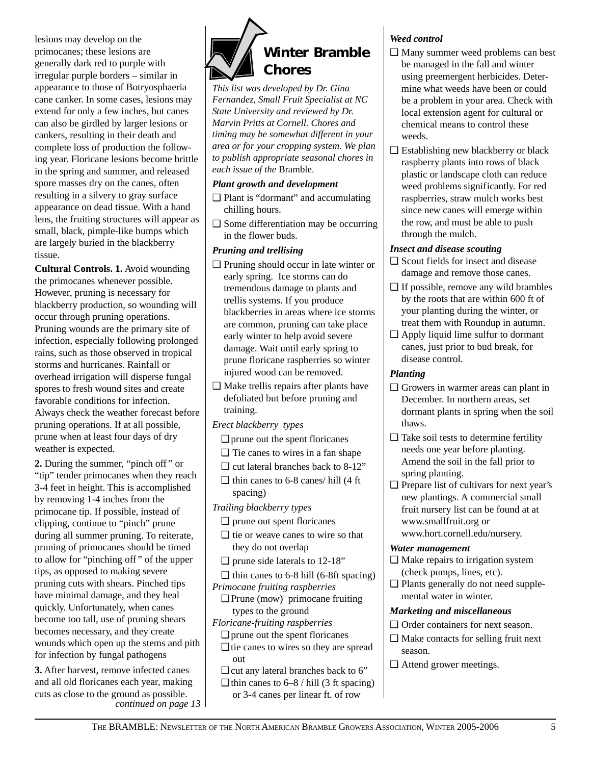lesions may develop on the primocanes; these lesions are generally dark red to purple with irregular purple borders – similar in appearance to those of Botryosphaeria cane canker. In some cases, lesions may extend for only a few inches, but canes can also be girdled by larger lesions or cankers, resulting in their death and complete loss of production the following year. Floricane lesions become brittle in the spring and summer, and released spore masses dry on the canes, often resulting in a silvery to gray surface appearance on dead tissue. With a hand lens, the fruiting structures will appear as small, black, pimple-like bumps which are largely buried in the blackberry tissue.

**Cultural Controls. 1.** Avoid wounding the primocanes whenever possible. However, pruning is necessary for blackberry production, so wounding will occur through pruning operations. Pruning wounds are the primary site of infection, especially following prolonged rains, such as those observed in tropical storms and hurricanes. Rainfall or overhead irrigation will disperse fungal spores to fresh wound sites and create favorable conditions for infection. Always check the weather forecast before pruning operations. If at all possible, prune when at least four days of dry weather is expected.

**2.** During the summer, "pinch off" or "tip" tender primocanes when they reach 3-4 feet in height. This is accomplished by removing 1-4 inches from the primocane tip. If possible, instead of clipping, continue to "pinch" prune during all summer pruning. To reiterate, pruning of primocanes should be timed to allow for "pinching off" of the upper tips, as opposed to making severe pruning cuts with shears. Pinched tips have minimal damage, and they heal quickly. Unfortunately, when canes become too tall, use of pruning shears becomes necessary, and they create wounds which open up the stems and pith for infection by fungal pathogens

**3.** After harvest, remove infected canes and all old floricanes each year, making cuts as close to the ground as possible.

*continued on page 13*

## Winter Bramble Chores

*This list was developed by Dr. Gina Fernandez, Small Fruit Specialist at NC State University and reviewed by Dr. Marvin Pritts at Cornell. Chores and timing may be somewhat different in your area or for your cropping system. We plan to publish appropriate seasonal chores in each issue of the* Bramble.

### *Plant growth and development*

- ❑ Plant is "dormant" and accumulating chilling hours.
- ❑ Some differentiation may be occurring in the flower buds.

### *Pruning and trellising*

- ❑ Pruning should occur in late winter or early spring. Ice storms can do tremendous damage to plants and trellis systems. If you produce blackberries in areas where ice storms are common, pruning can take place early winter to help avoid severe damage. Wait until early spring to prune floricane raspberries so winter injured wood can be removed.
- ❑ Make trellis repairs after plants have defoliated but before pruning and training.

*Erect blackberry types*

- ❑ prune out the spent floricanes
- ❑ Tie canes to wires in a fan shape
- ❑ cut lateral branches back to 8-12"
- ❑ thin canes to 6-8 canes/ hill (4 ft spacing)

*Trailing blackberry types*

- ❑ prune out spent floricanes
- ❑ tie or weave canes to wire so that they do not overlap
- ❑ prune side laterals to 12-18"
- ❑ thin canes to 6-8 hill (6-8ft spacing)

*Primocane fruiting raspberries*

- ❑ Prune (mow) primocane fruiting types to the ground

*Floricane-fruiting raspberries*

- ❑ prune out the spent floricanes
- ❑ tie canes to wires so they are spread out
- ❑ cut any lateral branches back to 6"
- ❑ thin canes to 6–8 / hill (3 ft spacing) or 3-4 canes per linear ft. of row

### *Weed control*

- ❑ Many summer weed problems can best be managed in the fall and winter using preemergent herbicides. Determine what weeds have been or could be a problem in your area. Check with local extension agent for cultural or chemical means to control these weeds.
- ❑ Establishing new blackberry or black raspberry plants into rows of black plastic or landscape cloth can reduce weed problems significantly. For red raspberries, straw mulch works best since new canes will emerge within the row, and must be able to push through the mulch.

### *Insect and disease scouting*

- ❑ Scout fields for insect and disease damage and remove those canes.
- ❑ If possible, remove any wild brambles by the roots that are within 600 ft of your planting during the winter, or treat them with Roundup in autumn.
- ❑ Apply liquid lime sulfur to dormant canes, just prior to bud break, for disease control.

### *Planting*

- ❑ Growers in warmer areas can plant in December. In northern areas, set dormant plants in spring when the soil thaws.
- ❑ Take soil tests to determine fertility needs one year before planting. Amend the soil in the fall prior to spring planting.
- ❑ Prepare list of cultivars for next year's new plantings. A commercial small fruit nursery list can be found at at www.smallfruit.org or www.hort.cornell.edu/nursery.

### *Water management*

- ❑ Make repairs to irrigation system (check pumps, lines, etc).
- ❑ Plants generally do not need supplemental water in winter.

### *Marketing and miscellaneous*

- ❑ Order containers for next season.
- ❑ Make contacts for selling fruit next season.
- ❑ Attend grower meetings.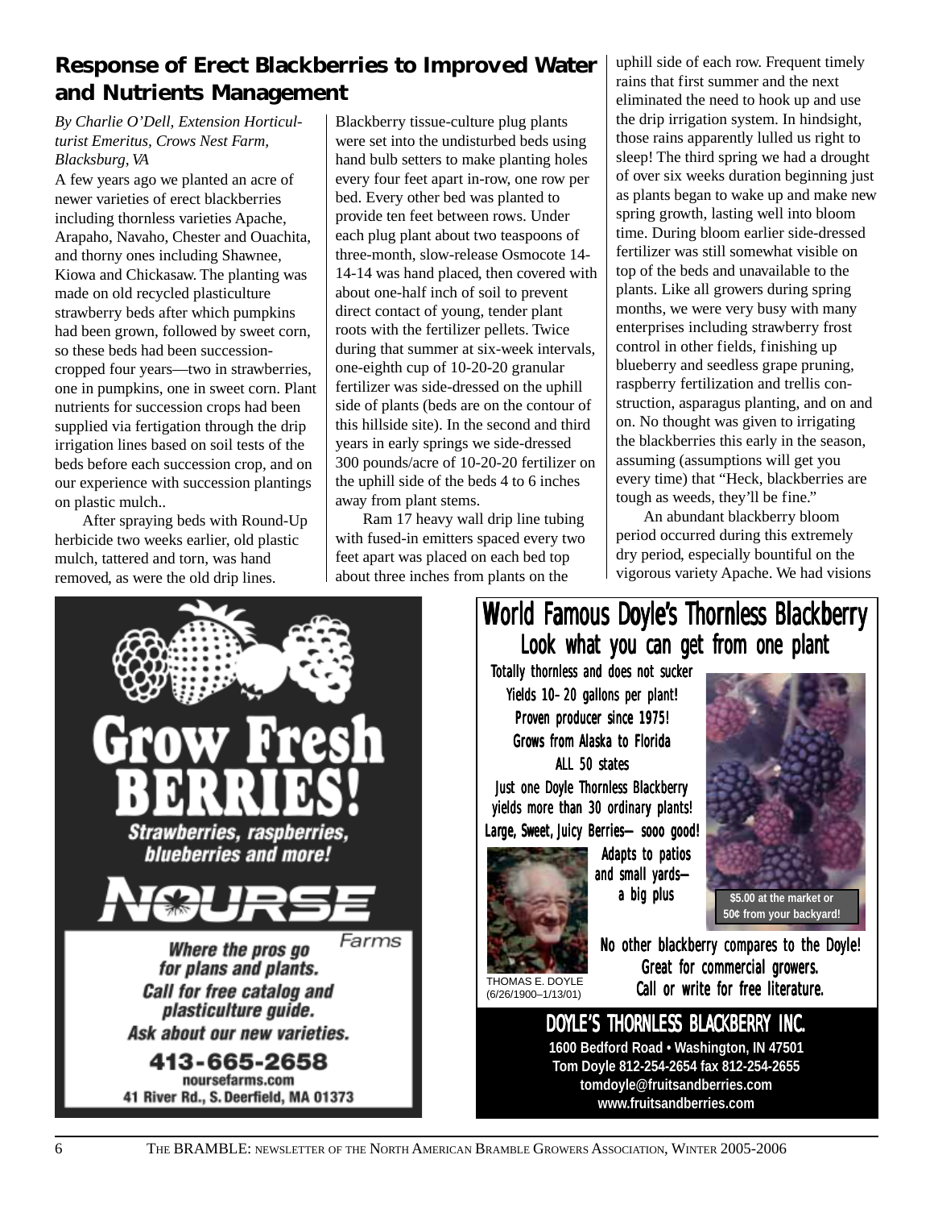## Response of Erect Blackberries to Improved Water and Nutrients Management

*By Charlie O'Dell, Extension Horticulturist Emeritus, Crows Nest Farm, Blacksburg, VA*

A few years ago we planted an acre of newer varieties of erect blackberries including thornless varieties Apache, Arapaho, Navaho, Chester and Ouachita, and thorny ones including Shawnee, Kiowa and Chickasaw. The planting was made on old recycled plasticulture strawberry beds after which pumpkins had been grown, followed by sweet corn, so these beds had been succession-cropped four years—two in strawberries, one in pumpkins, one in sweet corn. Plant nutrients for succession crops had been supplied via fertigation through the drip irrigation lines based on soil tests of the beds before each succession crop, and on our experience with succession plantings on plastic mulch..

After spraying beds with Round-Up herbicide two weeks earlier, old plastic mulch, tattered and torn, was hand removed, as were the old drip lines. Blackberry tissue-culture plug plants were set into the undisturbed beds using hand bulb setters to make planting holes every four feet apart in-row, one row per bed. Every other bed was planted to provide ten feet between rows. Under each plug plant about two teaspoons of three-month, slow-release Osmocote 14-14-14 was hand placed, then covered with about one-half inch of soil to prevent direct contact of young, tender plant roots with the fertilizer pellets. Twice during that summer at six-week intervals, one-eighth cup of 10-20-20 granular fertilizer was side-dressed on the uphill side of plants (beds are on the contour of this hillside site). In the second and third years in early springs we side-dressed 300 pounds/acre of 10-20-20 fertilizer on the uphill side of the beds 4 to 6 inches away from plant stems.

Ram 17 heavy wall drip line tubing with fused-in emitters spaced every two feet apart was placed on each bed top about three inches from plants on the uphill side of each row. Frequent timely rains that first summer and the next eliminated the need to hook up and use the drip irrigation system. In hindsight, those rains apparently lulled us right to sleep! The third spring we had a drought of over six weeks duration beginning just as plants began to wake up and make new spring growth, lasting well into bloom time. During bloom earlier side-dressed fertilizer was still somewhat visible on top of the beds and unavailable to the plants. Like all growers during spring months, we were very busy with many enterprises including strawberry frost control in other fields, finishing up blueberry and seedless grape pruning, raspberry fertilization and trellis construction, asparagus planting, and on and on. No thought was given to irrigating the blackberries this early in the season, assuming (assumptions will get you every time) that "Heck, blackberries are tough as weeds, they'll be fine."

An abundant blackberry bloom period occurred during this extremely dry period, especially bountiful on the vigorous variety Apache. We had visions

---

**Grow Fresh BERRIES!**

*Strawberries, raspberries, blueberries and more!*

**NOURSE** Farms

*Where the pros go for plans and plants.*
*Call for free catalog and plasticulture guide.*
*Ask about our new varieties.*

**413-665-2658**
noursefarms.com
41 River Rd., S. Deerfield, MA 01373

---

**World Famous Doyle's Thornless Blackberry**
**Look what you can get from one plant**

Totally thornless and does not sucker
Yields 10–20 gallons per plant!
Proven producer since 1975!
Grows from Alaska to Florida
ALL 50 states
Just one Doyle Thornless Blackberry yields more than 30 ordinary plants!
Large, Sweet, Juicy Berries— sooo good!
Adapts to patios and small yards— a big plus

$5.00 at the market or 50¢ from your backyard!

THOMAS E. DOYLE (6/26/1900–1/13/01)

No other blackberry compares to the Doyle!
Great for commercial growers.
Call or write for free literature.

**DOYLE'S THORNLESS BLACKBERRY INC.**
1600 Bedford Road • Washington, IN 47501
Tom Doyle 812-254-2654 fax 812-254-2655
tomdoyle@fruitsandberries.com
www.fruitsandberries.com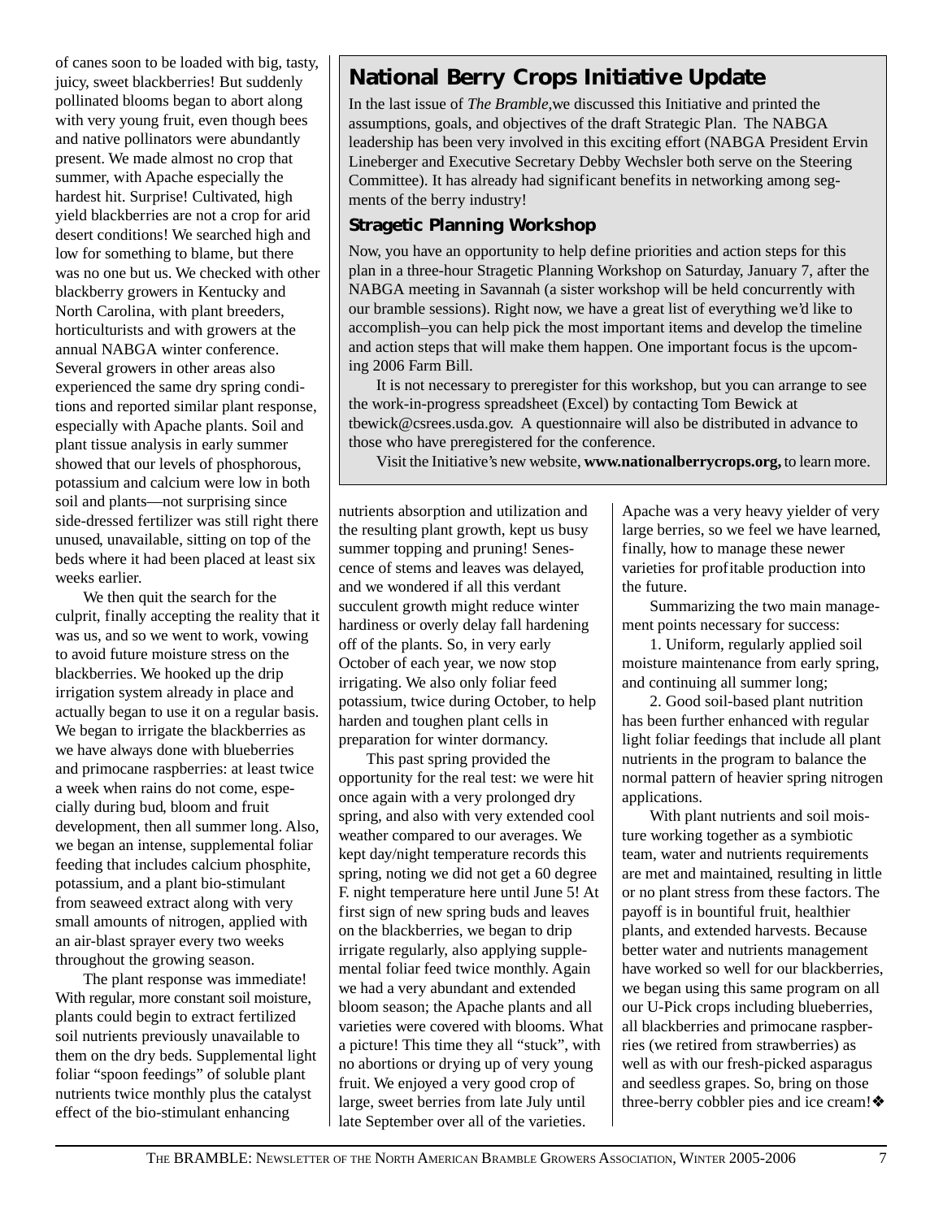of canes soon to be loaded with big, tasty, juicy, sweet blackberries! But suddenly pollinated blooms began to abort along with very young fruit, even though bees and native pollinators were abundantly present. We made almost no crop that summer, with Apache especially the hardest hit. Surprise! Cultivated, high yield blackberries are not a crop for arid desert conditions! We searched high and low for something to blame, but there was no one but us. We checked with other blackberry growers in Kentucky and North Carolina, with plant breeders, horticulturists and with growers at the annual NABGA winter conference. Several growers in other areas also experienced the same dry spring conditions and reported similar plant response, especially with Apache plants. Soil and plant tissue analysis in early summer showed that our levels of phosphorous, potassium and calcium were low in both soil and plants—not surprising since side-dressed fertilizer was still right there unused, unavailable, sitting on top of the beds where it had been placed at least six weeks earlier.

We then quit the search for the culprit, finally accepting the reality that it was us, and so we went to work, vowing to avoid future moisture stress on the blackberries. We hooked up the drip irrigation system already in place and actually began to use it on a regular basis. We began to irrigate the blackberries as we have always done with blueberries and primocane raspberries: at least twice a week when rains do not come, especially during bud, bloom and fruit development, then all summer long. Also, we began an intense, supplemental foliar feeding that includes calcium phosphite, potassium, and a plant bio-stimulant from seaweed extract along with very small amounts of nitrogen, applied with an air-blast sprayer every two weeks throughout the growing season.

The plant response was immediate! With regular, more constant soil moisture, plants could begin to extract fertilized soil nutrients previously unavailable to them on the dry beds. Supplemental light foliar "spoon feedings" of soluble plant nutrients twice monthly plus the catalyst effect of the bio-stimulant enhancing nutrients absorption and utilization and the resulting plant growth, kept us busy summer topping and pruning! Senescence of stems and leaves was delayed, and we wondered if all this verdant succulent growth might reduce winter hardiness or overly delay fall hardening off of the plants. So, in very early October of each year, we now stop irrigating. We also only foliar feed potassium, twice during October, to help harden and toughen plant cells in preparation for winter dormancy.

This past spring provided the opportunity for the real test: we were hit once again with a very prolonged dry spring, and also with very extended cool weather compared to our averages. We kept day/night temperature records this spring, noting we did not get a 60 degree F. night temperature here until June 5! At first sign of new spring buds and leaves on the blackberries, we began to drip irrigate regularly, also applying supplemental foliar feed twice monthly. Again we had a very abundant and extended bloom season; the Apache plants and all varieties were covered with blooms. What a picture! This time they all "stuck", with no abortions or drying up of very young fruit. We enjoyed a very good crop of large, sweet berries from late July until late September over all of the varieties. Apache was a very heavy yielder of very large berries, so we feel we have learned, finally, how to manage these newer varieties for profitable production into the future.

Summarizing the two main management points necessary for success:

1. Uniform, regularly applied soil moisture maintenance from early spring, and continuing all summer long;

2. Good soil-based plant nutrition has been further enhanced with regular light foliar feedings that include all plant nutrients in the program to balance the normal pattern of heavier spring nitrogen applications.

With plant nutrients and soil moisture working together as a symbiotic team, water and nutrients requirements are met and maintained, resulting in little or no plant stress from these factors. The payoff is in bountiful fruit, healthier plants, and extended harvests. Because better water and nutrients management have worked so well for our blackberries, we began using this same program on all our U-Pick crops including blueberries, all blackberries and primocane raspberries (we retired from strawberries) as well as with our fresh-picked asparagus and seedless grapes. So, bring on those three-berry cobbler pies and ice cream! ❖

## National Berry Crops Initiative Update

In the last issue of *The Bramble*, we discussed this Initiative and printed the assumptions, goals, and objectives of the draft Strategic Plan. The NABGA leadership has been very involved in this exciting effort (NABGA President Ervin Lineberger and Executive Secretary Debby Wechsler both serve on the Steering Committee). It has already had significant benefits in networking among segments of the berry industry!

### Stragetic Planning Workshop

Now, you have an opportunity to help define priorities and action steps for this plan in a three-hour Stragetic Planning Workshop on Saturday, January 7, after the NABGA meeting in Savannah (a sister workshop will be held concurrently with our bramble sessions). Right now, we have a great list of everything we'd like to accomplish–you can help pick the most important items and develop the timeline and action steps that will make them happen. One important focus is the upcoming 2006 Farm Bill.

It is not necessary to preregister for this workshop, but you can arrange to see the work-in-progress spreadsheet (Excel) by contacting Tom Bewick at tbewick@csrees.usda.gov. A questionnaire will also be distributed in advance to those who have preregistered for the conference.

Visit the Initiative's new website, **www.nationalberrycrops.org,** to learn more.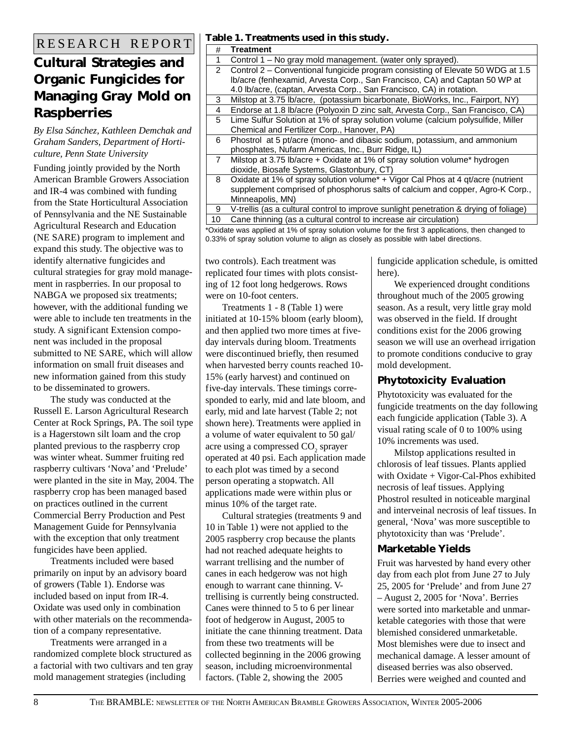RESEARCH REPORT

# Cultural Strategies and Organic Fungicides for Managing Gray Mold on Raspberries

*By Elsa Sánchez, Kathleen Demchak and Graham Sanders, Department of Horticulture, Penn State University*

Funding jointly provided by the North American Bramble Growers Association and IR-4 was combined with funding from the State Horticultural Association of Pennsylvania and the NE Sustainable Agricultural Research and Education (NE SARE) program to implement and expand this study. The objective was to identify alternative fungicides and cultural strategies for gray mold management in raspberries. In our proposal to NABGA we proposed six treatments; however, with the additional funding we were able to include ten treatments in the study. A significant Extension component was included in the proposal submitted to NE SARE, which will allow information on small fruit diseases and new information gained from this study to be disseminated to growers.

The study was conducted at the Russell E. Larson Agricultural Research Center at Rock Springs, PA. The soil type is a Hagerstown silt loam and the crop planted previous to the raspberry crop was winter wheat. Summer fruiting red raspberry cultivars 'Nova' and 'Prelude' were planted in the site in May, 2004. The raspberry crop has been managed based on practices outlined in the current Commercial Berry Production and Pest Management Guide for Pennsylvania with the exception that only treatment fungicides have been applied.

Treatments included were based primarily on input by an advisory board of growers (Table 1). Endorse was included based on input from IR-4. Oxidate was used only in combination with other materials on the recommendation of a company representative.

Treatments were arranged in a randomized complete block structured as a factorial with two cultivars and ten gray mold management strategies (including two controls). Each treatment was replicated four times with plots consisting of 12 foot long hedgerows. Rows were on 10-foot centers.

**Table 1. Treatments used in this study.**

| # | Treatment |
|---|---|
| 1 | Control 1 – No gray mold management. (water only sprayed). |
| 2 | Control 2 – Conventional fungicide program consisting of Elevate 50 WDG at 1.5 lb/acre (fenhexamid, Arvesta Corp., San Francisco, CA) and Captan 50 WP at 4.0 lb/acre, (captan, Arvesta Corp., San Francisco, CA) in rotation. |
| 3 | Milstop at 3.75 lb/acre, (potassium bicarbonate, BioWorks, Inc., Fairport, NY) |
| 4 | Endorse at 1.8 lb/acre (Polyoxin D zinc salt, Arvesta Corp., San Francisco, CA) |
| 5 | Lime Sulfur Solution at 1% of spray solution volume (calcium polysulfide, Miller Chemical and Fertilizer Corp., Hanover, PA) |
| 6 | Phostrol at 5 pt/acre (mono- and dibasic sodium, potassium, and ammonium phosphates, Nufarm Americas, Inc., Burr Ridge, IL) |
| 7 | Milstop at 3.75 lb/acre + Oxidate at 1% of spray solution volume* hydrogen dioxide, Biosafe Systems, Glastonbury, CT) |
| 8 | Oxidate at 1% of spray solution volume* + Vigor Cal Phos at 4 qt/acre (nutrient supplement comprised of phosphorus salts of calcium and copper, Agro-K Corp., Minneapolis, MN) |
| 9 | V-trellis (as a cultural control to improve sunlight penetration & drying of foliage) |
| 10 | Cane thinning (as a cultural control to increase air circulation) |

*Oxidate was applied at 1% of spray solution volume for the first 3 applications, then changed to 0.33% of spray solution volume to align as closely as possible with label directions.

Treatments 1 - 8 (Table 1) were initiated at 10-15% bloom (early bloom), and then applied two more times at five-day intervals during bloom. Treatments were discontinued briefly, then resumed when harvested berry counts reached 10-15% (early harvest) and continued on five-day intervals. These timings corresponded to early, mid and late bloom, and early, mid and late harvest (Table 2; not shown here). Treatments were applied in a volume of water equivalent to 50 gal/acre using a compressed $CO_2$ sprayer operated at 40 psi. Each application made to each plot was timed by a second person operating a stopwatch. All applications made were within plus or minus 10% of the target rate.

Cultural strategies (treatments 9 and 10 in Table 1) were not applied to the 2005 raspberry crop because the plants had not reached adequate heights to warrant trellising and the number of canes in each hedgerow was not high enough to warrant cane thinning. V-trellising is currently being constructed. Canes were thinned to 5 to 6 per linear foot of hedgerow in August, 2005 to initiate the cane thinning treatment. Data from these two treatments will be collected beginning in the 2006 growing season, including microenvironmental factors. (Table 2, showing the 2005 fungicide application schedule, is omitted here).

We experienced drought conditions throughout much of the 2005 growing season. As a result, very little gray mold was observed in the field. If drought conditions exist for the 2006 growing season we will use an overhead irrigation to promote conditions conducive to gray mold development.

## Phytotoxicity Evaluation

Phytotoxicity was evaluated for the fungicide treatments on the day following each fungicide application (Table 3). A visual rating scale of 0 to 100% using 10% increments was used.

Milstop applications resulted in chlorosis of leaf tissues. Plants applied with Oxidate + Vigor-Cal-Phos exhibited necrosis of leaf tissues. Applying Phostrol resulted in noticeable marginal and interveinal necrosis of leaf tissues. In general, 'Nova' was more susceptible to phytotoxicity than was 'Prelude'.

## Marketable Yields

Fruit was harvested by hand every other day from each plot from June 27 to July 25, 2005 for 'Prelude' and from June 27 – August 2, 2005 for 'Nova'. Berries were sorted into marketable and unmarketable categories with those that were blemished considered unmarketable. Most blemishes were due to insect and mechanical damage. A lesser amount of diseased berries was also observed. Berries were weighed and counted and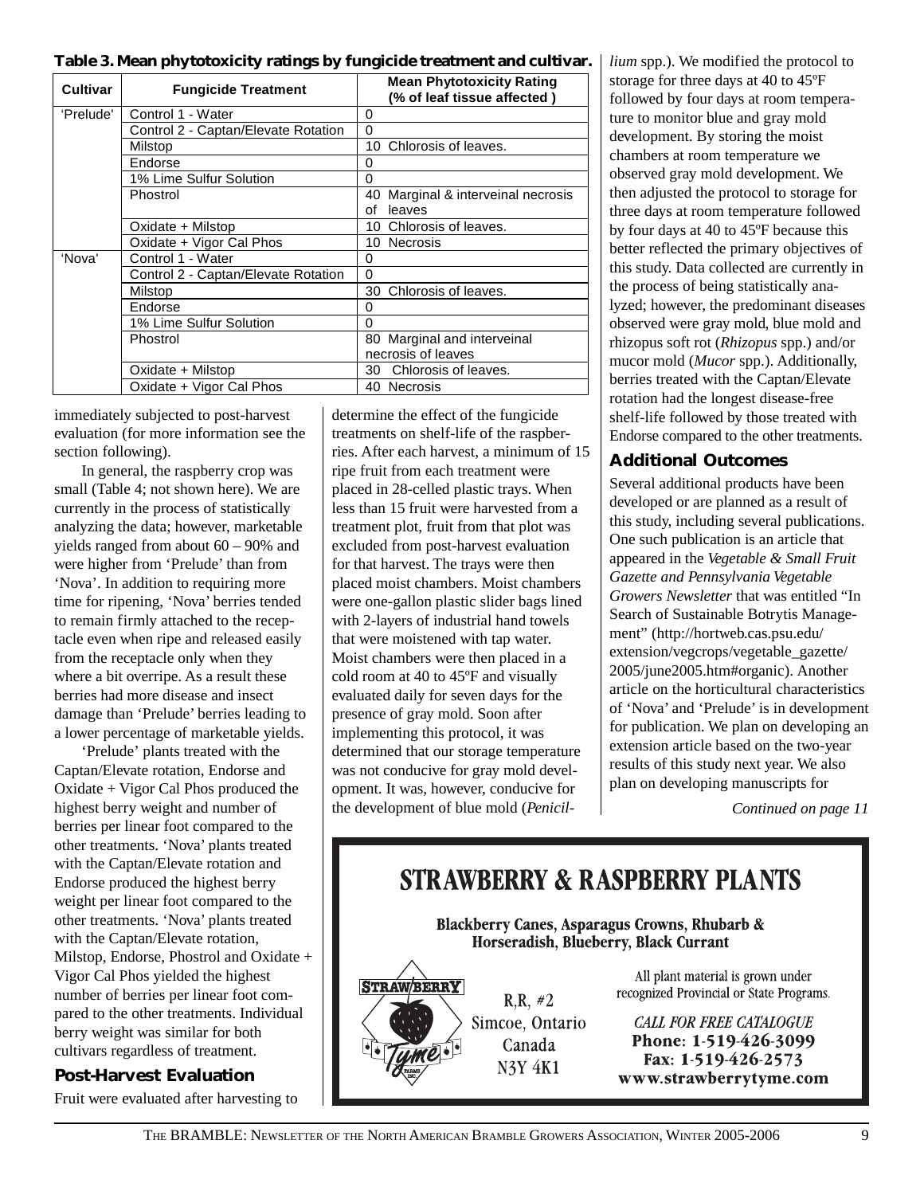**Table 3. Mean phytotoxicity ratings by fungicide treatment and cultivar.**

| Cultivar | Fungicide Treatment | Mean Phytotoxicity Rating (% of leaf tissue affected ) |
|---|---|---|
| 'Prelude' | Control 1 - Water | 0 |
| | Control 2 - Captan/Elevate Rotation | 0 |
| | Milstop | 10 Chlorosis of leaves. |
| | Endorse | 0 |
| | 1% Lime Sulfur Solution | 0 |
| | Phostrol | 40 Marginal & interveinal necrosis of leaves |
| | Oxidate + Milstop | 10 Chlorosis of leaves. |
| | Oxidate + Vigor Cal Phos | 10 Necrosis |
| 'Nova' | Control 1 - Water | 0 |
| | Control 2 - Captan/Elevate Rotation | 0 |
| | Milstop | 30 Chlorosis of leaves. |
| | Endorse | 0 |
| | 1% Lime Sulfur Solution | 0 |
| | Phostrol | 80 Marginal and interveinal necrosis of leaves |
| | Oxidate + Milstop | 30 Chlorosis of leaves. |
| | Oxidate + Vigor Cal Phos | 40 Necrosis |

immediately subjected to post-harvest evaluation (for more information see the section following).

In general, the raspberry crop was small (Table 4; not shown here). We are currently in the process of statistically analyzing the data; however, marketable yields ranged from about 60 – 90% and were higher from 'Prelude' than from 'Nova'. In addition to requiring more time for ripening, 'Nova' berries tended to remain firmly attached to the receptacle even when ripe and released easily from the receptacle only when they where a bit overripe. As a result these berries had more disease and insect damage than 'Prelude' berries leading to a lower percentage of marketable yields.

'Prelude' plants treated with the Captan/Elevate rotation, Endorse and Oxidate + Vigor Cal Phos produced the highest berry weight and number of berries per linear foot compared to the other treatments. 'Nova' plants treated with the Captan/Elevate rotation and Endorse produced the highest berry weight per linear foot compared to the other treatments. 'Nova' plants treated with the Captan/Elevate rotation, Milstop, Endorse, Phostrol and Oxidate + Vigor Cal Phos yielded the highest number of berries per linear foot compared to the other treatments. Individual berry weight was similar for both cultivars regardless of treatment.

## Post-Harvest Evaluation

Fruit were evaluated after harvesting to determine the effect of the fungicide treatments on shelf-life of the raspberries. After each harvest, a minimum of 15 ripe fruit from each treatment were placed in 28-celled plastic trays. When less than 15 fruit were harvested from a treatment plot, fruit from that plot was excluded from post-harvest evaluation for that harvest. The trays were then placed moist chambers. Moist chambers were one-gallon plastic slider bags lined with 2-layers of industrial hand towels that were moistened with tap water. Moist chambers were then placed in a cold room at 40 to 45ºF and visually evaluated daily for seven days for the presence of gray mold. Soon after implementing this protocol, it was determined that our storage temperature was not conducive for gray mold development. It was, however, conducive for the development of blue mold (*Penicillium* spp.). We modified the protocol to storage for three days at 40 to 45ºF followed by four days at room temperature to monitor blue and gray mold development. By storing the moist chambers at room temperature we observed gray mold development. We then adjusted the protocol to storage for three days at room temperature followed by four days at 40 to 45ºF because this better reflected the primary objectives of this study. Data collected are currently in the process of being statistically analyzed; however, the predominant diseases observed were gray mold, blue mold and rhizopus soft rot (*Rhizopus* spp.) and/or mucor mold (*Mucor* spp.). Additionally, berries treated with the Captan/Elevate rotation had the longest disease-free shelf-life followed by those treated with Endorse compared to the other treatments.

## Additional Outcomes

Several additional products have been developed or are planned as a result of this study, including several publications. One such publication is an article that appeared in the *Vegetable & Small Fruit Gazette and Pennsylvania Vegetable Growers Newsletter* that was entitled "In Search of Sustainable Botrytis Management" (http://hortweb.cas.psu.edu/extension/vegcrops/vegetable_gazette/2005/june2005.htm#organic). Another article on the horticultural characteristics of 'Nova' and 'Prelude' is in development for publication. We plan on developing an extension article based on the two-year results of this study next year. We also plan on developing manuscripts for

*Continued on page 11*

**STRAWBERRY & RASPBERRY PLANTS**

**Blackberry Canes, Asparagus Crowns, Rhubarb & Horseradish, Blueberry, Black Currant**

STRAWBERRY Tyme FARMS INC.

R.R. #2
Simcoe, Ontario
Canada
N3Y 4K1

All plant material is grown under recognized Provincial or State Programs.

*CALL FOR FREE CATALOGUE*
**Phone: 1-519-426-3099**
**Fax: 1-519-426-2573**
**www.strawberrytyme.com**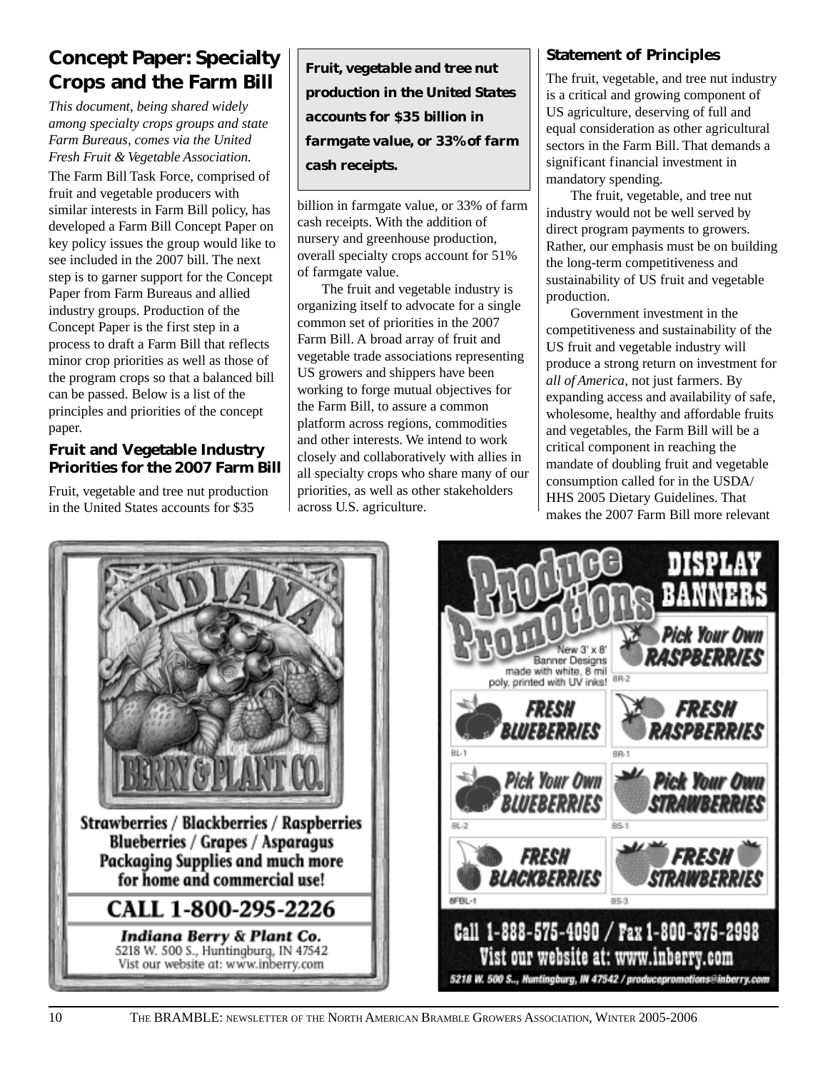## Concept Paper: Specialty Crops and the Farm Bill

*This document, being shared widely among specialty crops groups and state Farm Bureaus, comes via the United Fresh Fruit & Vegetable Association.*

The Farm Bill Task Force, comprised of fruit and vegetable producers with similar interests in Farm Bill policy, has developed a Farm Bill Concept Paper on key policy issues the group would like to see included in the 2007 bill. The next step is to garner support for the Concept Paper from Farm Bureaus and allied industry groups. Production of the Concept Paper is the first step in a process to draft a Farm Bill that reflects minor crop priorities as well as those of the program crops so that a balanced bill can be passed. Below is a list of the principles and priorities of the concept paper.

### Fruit and Vegetable Industry Priorities for the 2007 Farm Bill

Fruit, vegetable and tree nut production in the United States accounts for $35 billion in farmgate value, or 33% of farm cash receipts. With the addition of nursery and greenhouse production, overall specialty crops account for 51% of farmgate value.

**Fruit, vegetable and tree nut production in the United States accounts for $35 billion in farmgate value, or 33% of farm cash receipts.**

The fruit and vegetable industry is organizing itself to advocate for a single common set of priorities in the 2007 Farm Bill. A broad array of fruit and vegetable trade associations representing US growers and shippers have been working to forge mutual objectives for the Farm Bill, to assure a common platform across regions, commodities and other interests. We intend to work closely and collaboratively with allies in all specialty crops who share many of our priorities, as well as other stakeholders across U.S. agriculture.

### Statement of Principles

The fruit, vegetable, and tree nut industry is a critical and growing component of US agriculture, deserving of full and equal consideration as other agricultural sectors in the Farm Bill. That demands a significant financial investment in mandatory spending.

The fruit, vegetable, and tree nut industry would not be well served by direct program payments to growers. Rather, our emphasis must be on building the long-term competitiveness and sustainability of US fruit and vegetable production.

Government investment in the competitiveness and sustainability of the US fruit and vegetable industry will produce a strong return on investment for *all of America*, not just farmers. By expanding access and availability of safe, wholesome, healthy and affordable fruits and vegetables, the Farm Bill will be a critical component in reaching the mandate of doubling fruit and vegetable consumption called for in the USDA/HHS 2005 Dietary Guidelines. That makes the 2007 Farm Bill more relevant

INDIANA BERRY & PLANT CO.

Strawberries / Blackberries / Raspberries
Blueberries / Grapes / Asparagus
Packaging Supplies and much more for home and commercial use!

CALL 1-800-295-2226

**Indiana Berry & Plant Co.**
5218 W. 500 S., Huntingburg, IN 47542
Vist our website at: www.inberry.com

Produce Promotions DISPLAY BANNERS

New 3' x 8' Banner Designs made with white, 8 mil poly, printed with UV inks!

- Pick Your Own RASPBERRIES — 8R-2
- FRESH BLUEBERRIES — BL-1
- FRESH RASPBERRIES — 8R-1
- Pick Your Own BLUEBERRIES — 8L-2
- Pick Your Own STRAWBERRIES — 8S-1
- FRESH BLACKBERRIES — 8FBL-1
- FRESH STRAWBERRIES — 8S-3

Call 1-888-575-4090 / Fax 1-800-375-2998
Vist our website at: www.inberry.com
5218 W. 500 S., Huntingburg, IN 47542 / producepromotions@inberry.com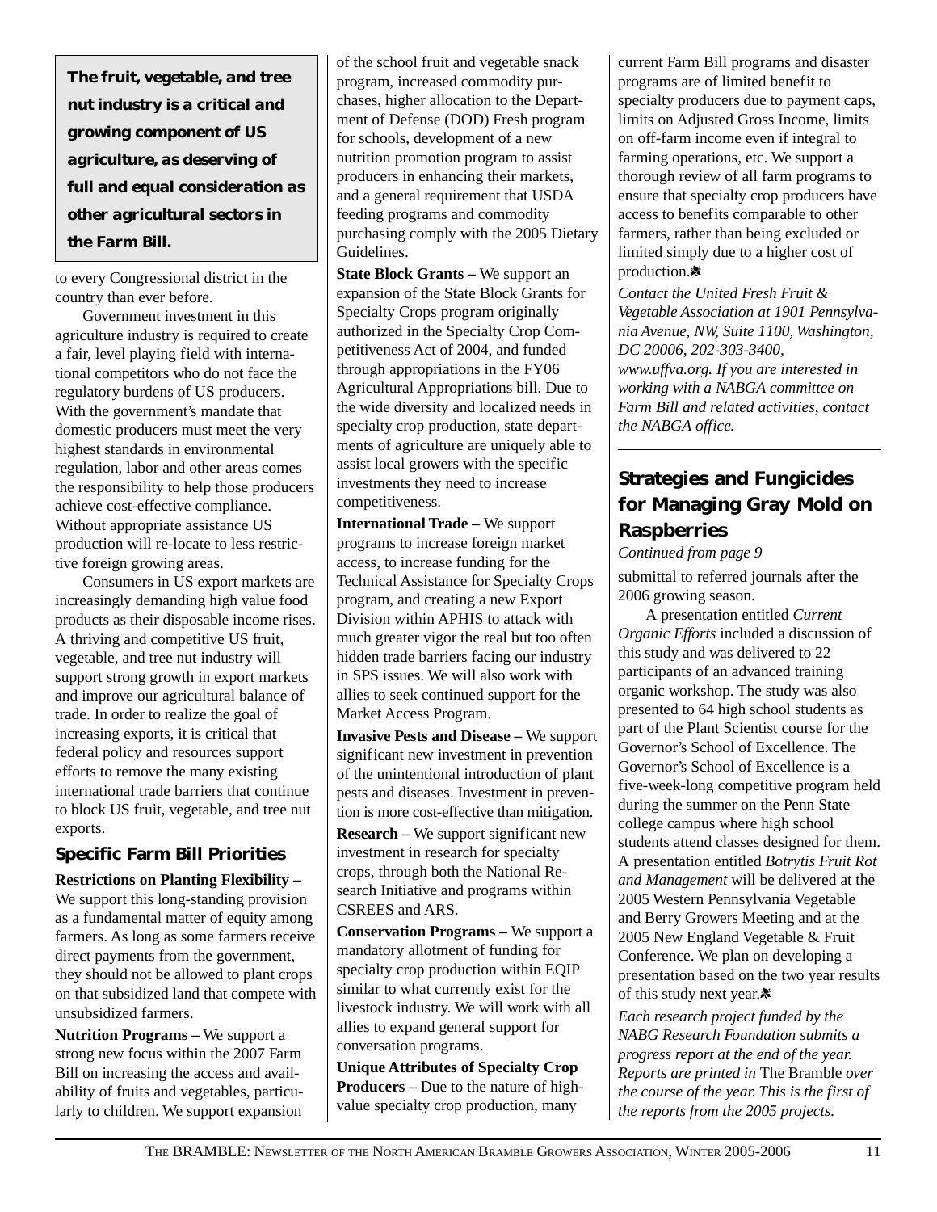> **The fruit, vegetable, and tree nut industry is a critical and growing component of US agriculture, as deserving of full and equal consideration as other agricultural sectors in the Farm Bill.**

to every Congressional district in the country than ever before.

Government investment in this agriculture industry is required to create a fair, level playing field with international competitors who do not face the regulatory burdens of US producers. With the government's mandate that domestic producers must meet the very highest standards in environmental regulation, labor and other areas comes the responsibility to help those producers achieve cost-effective compliance. Without appropriate assistance US production will re-locate to less restrictive foreign growing areas.

Consumers in US export markets are increasingly demanding high value food products as their disposable income rises. A thriving and competitive US fruit, vegetable, and tree nut industry will support strong growth in export markets and improve our agricultural balance of trade. In order to realize the goal of increasing exports, it is critical that federal policy and resources support efforts to remove the many existing international trade barriers that continue to block US fruit, vegetable, and tree nut exports.

### Specific Farm Bill Priorities

**Restrictions on Planting Flexibility –** We support this long-standing provision as a fundamental matter of equity among farmers. As long as some farmers receive direct payments from the government, they should not be allowed to plant crops on that subsidized land that compete with unsubsidized farmers.

**Nutrition Programs –** We support a strong new focus within the 2007 Farm Bill on increasing the access and availability of fruits and vegetables, particularly to children. We support expansion of the school fruit and vegetable snack program, increased commodity purchases, higher allocation to the Department of Defense (DOD) Fresh program for schools, development of a new nutrition promotion program to assist producers in enhancing their markets, and a general requirement that USDA feeding programs and commodity purchasing comply with the 2005 Dietary Guidelines.

**State Block Grants –** We support an expansion of the State Block Grants for Specialty Crops program originally authorized in the Specialty Crop Competitiveness Act of 2004, and funded through appropriations in the FY06 Agricultural Appropriations bill. Due to the wide diversity and localized needs in specialty crop production, state departments of agriculture are uniquely able to assist local growers with the specific investments they need to increase competitiveness.

**International Trade –** We support programs to increase foreign market access, to increase funding for the Technical Assistance for Specialty Crops program, and creating a new Export Division within APHIS to attack with much greater vigor the real but too often hidden trade barriers facing our industry in SPS issues. We will also work with allies to seek continued support for the Market Access Program.

**Invasive Pests and Disease –** We support significant new investment in prevention of the unintentional introduction of plant pests and diseases. Investment in prevention is more cost-effective than mitigation.

**Research –** We support significant new investment in research for specialty crops, through both the National Research Initiative and programs within CSREES and ARS.

**Conservation Programs –** We support a mandatory allotment of funding for specialty crop production within EQIP similar to what currently exist for the livestock industry. We will work with all allies to expand general support for conversation programs.

**Unique Attributes of Specialty Crop Producers –** Due to the nature of high-value specialty crop production, many current Farm Bill programs and disaster programs are of limited benefit to specialty producers due to payment caps, limits on Adjusted Gross Income, limits on off-farm income even if integral to farming operations, etc. We support a thorough review of all farm programs to ensure that specialty crop producers have access to benefits comparable to other farmers, rather than being excluded or limited simply due to a higher cost of production.

*Contact the United Fresh Fruit & Vegetable Association at 1901 Pennsylvania Avenue, NW, Suite 1100, Washington, DC 20006, 202-303-3400, www.uffva.org. If you are interested in working with a NABGA committee on Farm Bill and related activities, contact the NABGA office.*

## Strategies and Fungicides for Managing Gray Mold on Raspberries

*Continued from page 9*

submittal to referred journals after the 2006 growing season.

A presentation entitled *Current Organic Efforts* included a discussion of this study and was delivered to 22 participants of an advanced training organic workshop. The study was also presented to 64 high school students as part of the Plant Scientist course for the Governor's School of Excellence. The Governor's School of Excellence is a five-week-long competitive program held during the summer on the Penn State college campus where high school students attend classes designed for them. A presentation entitled *Botrytis Fruit Rot and Management* will be delivered at the 2005 Western Pennsylvania Vegetable and Berry Growers Meeting and at the 2005 New England Vegetable & Fruit Conference. We plan on developing a presentation based on the two year results of this study next year.

*Each research project funded by the NABG Research Foundation submits a progress report at the end of the year. Reports are printed in* The Bramble *over the course of the year. This is the first of the reports from the 2005 projects.*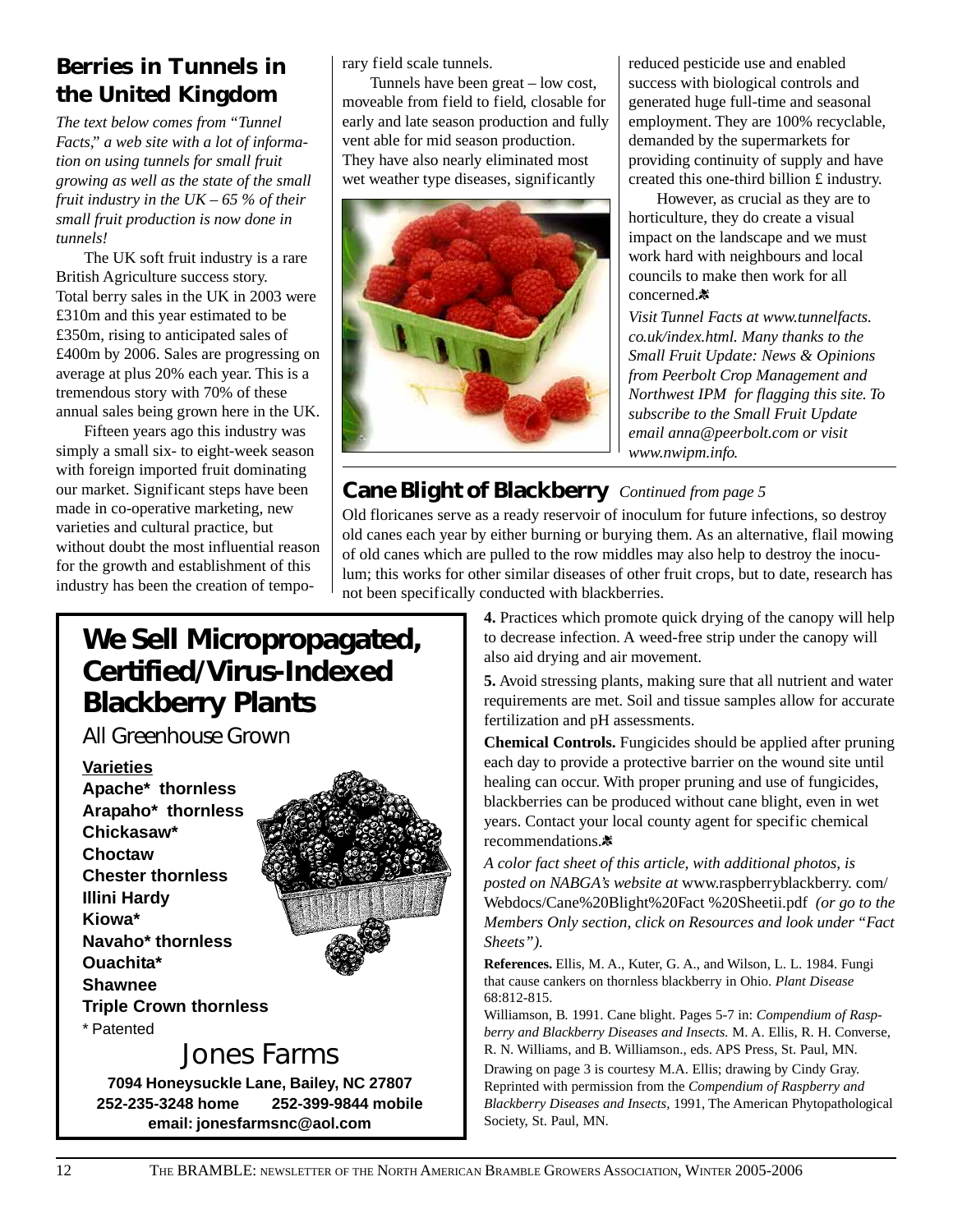## Berries in Tunnels in the United Kingdom

*The text below comes from "Tunnel Facts," a web site with a lot of information on using tunnels for small fruit growing as well as the state of the small fruit industry in the UK – 65 % of their small fruit production is now done in tunnels!*

The UK soft fruit industry is a rare British Agriculture success story. Total berry sales in the UK in 2003 were £310m and this year estimated to be £350m, rising to anticipated sales of £400m by 2006. Sales are progressing on average at plus 20% each year. This is a tremendous story with 70% of these annual sales being grown here in the UK.

Fifteen years ago this industry was simply a small six- to eight-week season with foreign imported fruit dominating our market. Significant steps have been made in co-operative marketing, new varieties and cultural practice, but without doubt the most influential reason for the growth and establishment of this industry has been the creation of temporary field scale tunnels.

Tunnels have been great – low cost, moveable from field to field, closable for early and late season production and fully vent able for mid season production. They have also nearly eliminated most wet weather type diseases, significantly reduced pesticide use and enabled success with biological controls and generated huge full-time and seasonal employment. They are 100% recyclable, demanded by the supermarkets for providing continuity of supply and have created this one-third billion £ industry.

However, as crucial as they are to horticulture, they do create a visual impact on the landscape and we must work hard with neighbours and local councils to make then work for all concerned.

*Visit Tunnel Facts at www.tunnelfacts.co.uk/index.html. Many thanks to the Small Fruit Update: News & Opinions from Peerbolt Crop Management and Northwest IPM for flagging this site. To subscribe to the Small Fruit Update email anna@peerbolt.com or visit www.nwipm.info.*

## Cane Blight of Blackberry *Continued from page 5*

Old floricanes serve as a ready reservoir of inoculum for future infections, so destroy old canes each year by either burning or burying them. As an alternative, flail mowing of old canes which are pulled to the row middles may also help to destroy the inoculum; this works for other similar diseases of other fruit crops, but to date, research has not been specifically conducted with blackberries.

**4.** Practices which promote quick drying of the canopy will help to decrease infection. A weed-free strip under the canopy will also aid drying and air movement.

**5.** Avoid stressing plants, making sure that all nutrient and water requirements are met. Soil and tissue samples allow for accurate fertilization and pH assessments.

**Chemical Controls.** Fungicides should be applied after pruning each day to provide a protective barrier on the wound site until healing can occur. With proper pruning and use of fungicides, blackberries can be produced without cane blight, even in wet years. Contact your local county agent for specific chemical recommendations.

*A color fact sheet of this article, with additional photos, is posted on NABGA's website at* www.raspberryblackberry.com/Webdocs/Cane%20Blight%20Fact %20Sheetii.pdf *(or go to the Members Only section, click on Resources and look under "Fact Sheets").*

**References.** Ellis, M. A., Kuter, G. A., and Wilson, L. L. 1984. Fungi that cause cankers on thornless blackberry in Ohio. *Plant Disease* 68:812-815.

Williamson, B. 1991. Cane blight. Pages 5-7 in: *Compendium of Raspberry and Blackberry Diseases and Insects.* M. A. Ellis, R. H. Converse, R. N. Williams, and B. Williamson., eds. APS Press, St. Paul, MN.

Drawing on page 3 is courtesy M.A. Ellis; drawing by Cindy Gray. Reprinted with permission from the *Compendium of Raspberry and Blackberry Diseases and Insects,* 1991, The American Phytopathological Society, St. Paul, MN.

## We Sell Micropropagated, Certified/Virus-Indexed Blackberry Plants

All Greenhouse Grown

**Varieties**

**Apache\* thornless**
**Arapaho\* thornless**
**Chickasaw\***
**Choctaw**
**Chester thornless**
**Illini Hardy**
**Kiowa\***
**Navaho\* thornless**
**Ouachita\***
**Shawnee**
**Triple Crown thornless**

\* Patented

### Jones Farms

**7094 Honeysuckle Lane, Bailey, NC 27807**
**252-235-3248 home 252-399-9844 mobile**
**email: jonesfarmsnc@aol.com**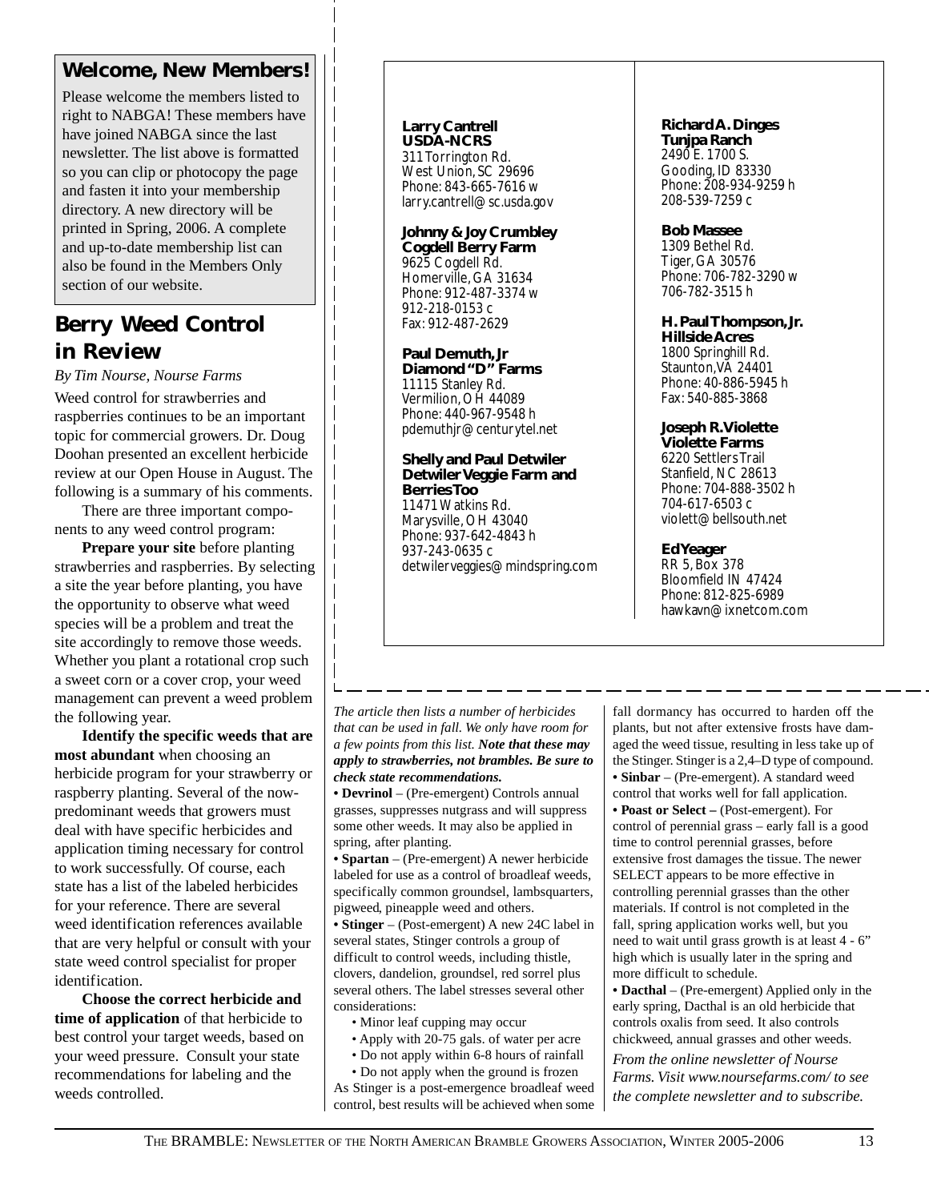## Welcome, New Members!

Please welcome the members listed to right to NABGA! These members have have joined NABGA since the last newsletter. The list above is formatted so you can clip or photocopy the page and fasten it into your membership directory. A new directory will be printed in Spring, 2006. A complete and up-to-date membership list can also be found in the Members Only section of our website.

**Larry Cantrell**
**USDA-NCRS**
311 Torrington Rd.
West Union, SC 29696
Phone: 843-665-7616 w
larry.cantrell@sc.usda.gov

**Johnny & Joy Crumbley**
**Cogdell Berry Farm**
9625 Cogdell Rd.
Homerville, GA 31634
Phone: 912-487-3374 w
912-218-0153 c
Fax: 912-487-2629

**Paul Demuth, Jr**
**Diamond "D" Farms**
11115 Stanley Rd.
Vermilion, OH 44089
Phone: 440-967-9548 h
pdemuthjr@centurytel.net

**Shelly and Paul Detwiler**
**Detwiler Veggie Farm and Berries Too**
11471 Watkins Rd.
Marysville, OH 43040
Phone: 937-642-4843 h
937-243-0635 c
detwilerveggies@mindspring.com

**Richard A. Dinges**
**Tunjpa Ranch**
2490 E. 1700 S.
Gooding, ID 83330
Phone: 208-934-9259 h
208-539-7259 c

**Bob Massee**
1309 Bethel Rd.
Tiger, GA 30576
Phone: 706-782-3290 w
706-782-3515 h

**H. Paul Thompson, Jr.**
**Hillside Acres**
1800 Springhill Rd.
Staunton,VA 24401
Phone: 40-886-5945 h
Fax: 540-885-3868

**Joseph R.Violette**
**Violette Farms**
6220 Settlers Trail
Stanfield, NC 28613
Phone: 704-888-3502 h
704-617-6503 c
violett@bellsouth.net

**Ed Yeager**
RR 5, Box 378
Bloomfield IN 47424
Phone: 812-825-6989
hawkavn@ixnetcom.com

## Berry Weed Control in Review

*By Tim Nourse, Nourse Farms*

Weed control for strawberries and raspberries continues to be an important topic for commercial growers. Dr. Doug Doohan presented an excellent herbicide review at our Open House in August. The following is a summary of his comments.

There are three important components to any weed control program:

**Prepare your site** before planting strawberries and raspberries. By selecting a site the year before planting, you have the opportunity to observe what weed species will be a problem and treat the site accordingly to remove those weeds. Whether you plant a rotational crop such a sweet corn or a cover crop, your weed management can prevent a weed problem the following year.

**Identify the specific weeds that are most abundant** when choosing an herbicide program for your strawberry or raspberry planting. Several of the now-predominant weeds that growers must deal with have specific herbicides and application timing necessary for control to work successfully. Of course, each state has a list of the labeled herbicides for your reference. There are several weed identification references available that are very helpful or consult with your state weed control specialist for proper identification.

**Choose the correct herbicide and time of application** of that herbicide to best control your target weeds, based on your weed pressure. Consult your state recommendations for labeling and the weeds controlled.

*The article then lists a number of herbicides that can be used in fall. We only have room for a few points from this list.* ***Note that these may apply to strawberries, not brambles. Be sure to check state recommendations.***

- **Devrinol** – (Pre-emergent) Controls annual grasses, suppresses nutgrass and will suppress some other weeds. It may also be applied in spring, after planting.
- **Spartan** – (Pre-emergent) A newer herbicide labeled for use as a control of broadleaf weeds, specifically common groundsel, lambsquarters, pigweed, pineapple weed and others.
- **Stinger** – (Post-emergent) A new 24C label in several states, Stinger controls a group of difficult to control weeds, including thistle, clovers, dandelion, groundsel, red sorrel plus several others. The label stresses several other considerations:
  - Minor leaf cupping may occur
  - Apply with 20-75 gals. of water per acre
  - Do not apply within 6-8 hours of rainfall
  - Do not apply when the ground is frozen

As Stinger is a post-emergence broadleaf weed control, best results will be achieved when some fall dormancy has occurred to harden off the plants, but not after extensive frosts have damaged the weed tissue, resulting in less take up of the Stinger. Stinger is a 2,4–D type of compound.

- **Sinbar** – (Pre-emergent). A standard weed control that works well for fall application.
- **Poast or Select –** (Post-emergent). For control of perennial grass – early fall is a good time to control perennial grasses, before extensive frost damages the tissue. The newer SELECT appears to be more effective in controlling perennial grasses than the other materials. If control is not completed in the fall, spring application works well, but you need to wait until grass growth is at least 4 - 6" high which is usually later in the spring and more difficult to schedule.
- **Dacthal** – (Pre-emergent) Applied only in the early spring, Dacthal is an old herbicide that controls oxalis from seed. It also controls chickweed, annual grasses and other weeds.

*From the online newsletter of Nourse Farms. Visit www.noursefarms.com/ to see the complete newsletter and to subscribe.*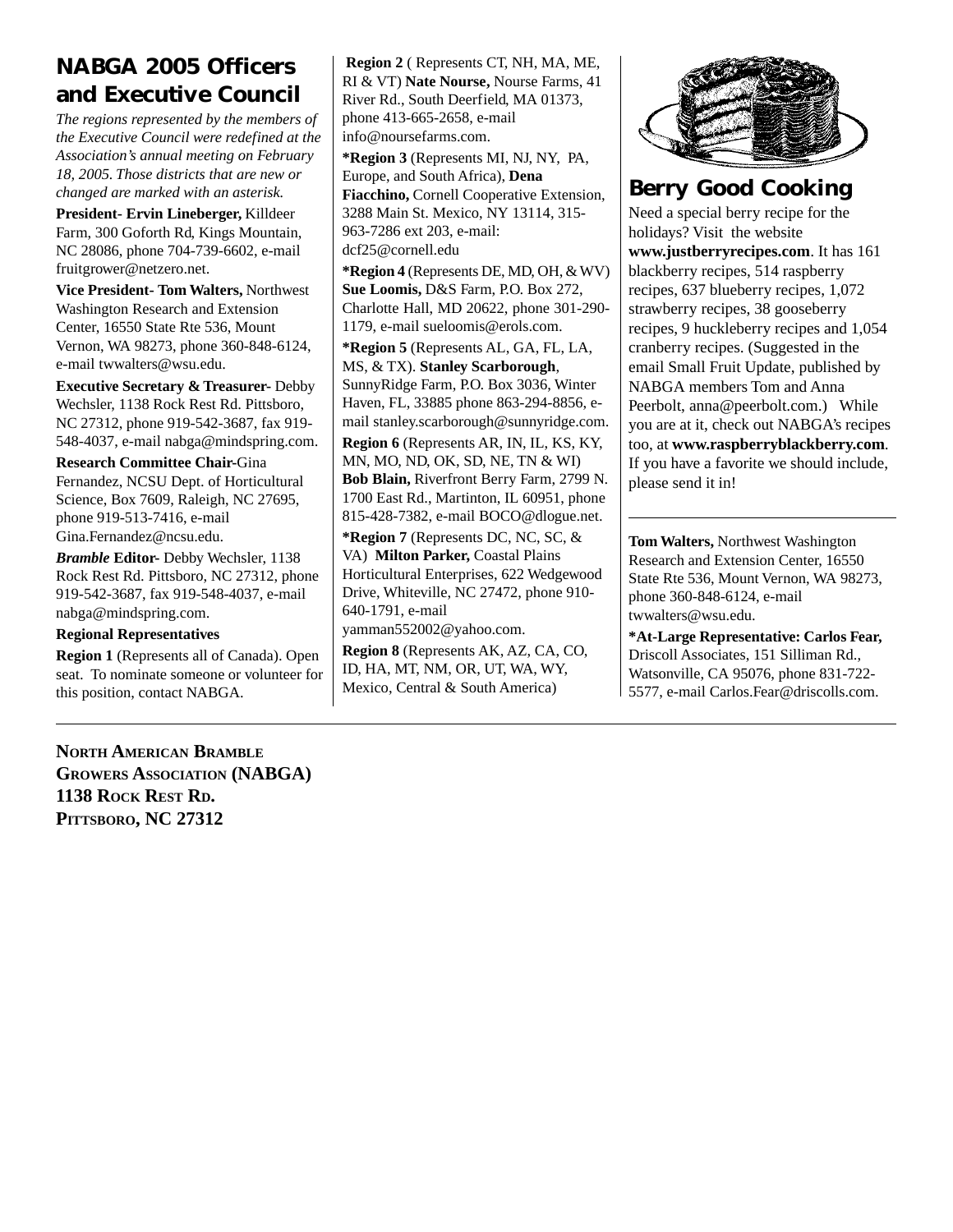## NABGA 2005 Officers and Executive Council

*The regions represented by the members of the Executive Council were redefined at the Association's annual meeting on February 18, 2005. Those districts that are new or changed are marked with an asterisk.*

**President- Ervin Lineberger,** Killdeer Farm, 300 Goforth Rd, Kings Mountain, NC 28086, phone 704-739-6602, e-mail fruitgrower@netzero.net.

**Vice President- Tom Walters,** Northwest Washington Research and Extension Center, 16550 State Rte 536, Mount Vernon, WA 98273, phone 360-848-6124, e-mail twwalters@wsu.edu.

**Executive Secretary & Treasurer-** Debby Wechsler, 1138 Rock Rest Rd. Pittsboro, NC 27312, phone 919-542-3687, fax 919-548-4037, e-mail nabga@mindspring.com.

**Research Committee Chair-**Gina Fernandez, NCSU Dept. of Horticultural Science, Box 7609, Raleigh, NC 27695, phone 919-513-7416, e-mail Gina.Fernandez@ncsu.edu.

***Bramble* Editor-** Debby Wechsler, 1138 Rock Rest Rd. Pittsboro, NC 27312, phone 919-542-3687, fax 919-548-4037, e-mail nabga@mindspring.com.

**Regional Representatives**

**Region 1** (Represents all of Canada). Open seat. To nominate someone or volunteer for this position, contact NABGA.

**Region 2** ( Represents CT, NH, MA, ME, RI & VT) **Nate Nourse,** Nourse Farms, 41 River Rd., South Deerfield, MA 01373, phone 413-665-2658, e-mail info@noursefarms.com.

**\*Region 3** (Represents MI, NJ, NY, PA, Europe, and South Africa), **Dena Fiacchino,** Cornell Cooperative Extension, 3288 Main St. Mexico, NY 13114, 315-963-7286 ext 203, e-mail: dcf25@cornell.edu

**\*Region 4** (Represents DE, MD, OH, & WV) **Sue Loomis,** D&S Farm, P.O. Box 272, Charlotte Hall, MD 20622, phone 301-290-1179, e-mail sueloomis@erols.com.

**\*Region 5** (Represents AL, GA, FL, LA, MS, & TX). **Stanley Scarborough**, SunnyRidge Farm, P.O. Box 3036, Winter Haven, FL, 33885 phone 863-294-8856, e-mail stanley.scarborough@sunnyridge.com.

**Region 6** (Represents AR, IN, IL, KS, KY, MN, MO, ND, OK, SD, NE, TN & WI) **Bob Blain,** Riverfront Berry Farm, 2799 N. 1700 East Rd., Martinton, IL 60951, phone 815-428-7382, e-mail BOCO@dlogue.net.

**\*Region 7** (Represents DC, NC, SC, & VA) **Milton Parker,** Coastal Plains Horticultural Enterprises, 622 Wedgewood Drive, Whiteville, NC 27472, phone 910-640-1791, e-mail yamman552002@yahoo.com.

**Region 8** (Represents AK, AZ, CA, CO, ID, HA, MT, NM, OR, UT, WA, WY, Mexico, Central & South America)

**Tom Walters,** Northwest Washington Research and Extension Center, 16550 State Rte 536, Mount Vernon, WA 98273, phone 360-848-6124, e-mail twwalters@wsu.edu.

**\*At-Large Representative: Carlos Fear,** Driscoll Associates, 151 Silliman Rd., Watsonville, CA 95076, phone 831-722-5577, e-mail Carlos.Fear@driscolls.com.

## Berry Good Cooking

Need a special berry recipe for the holidays? Visit the website **www.justberryrecipes.com**. It has 161 blackberry recipes, 514 raspberry recipes, 637 blueberry recipes, 1,072 strawberry recipes, 38 gooseberry recipes, 9 huckleberry recipes and 1,054 cranberry recipes. (Suggested in the email Small Fruit Update, published by NABGA members Tom and Anna Peerbolt, anna@peerbolt.com.) While you are at it, check out NABGA's recipes too, at **www.raspberryblackberry.com**. If you have a favorite we should include, please send it in!

---

**NORTH AMERICAN BRAMBLE GROWERS ASSOCIATION (NABGA)**
**1138 ROCK REST RD.**
**PITTSBORO, NC 27312**